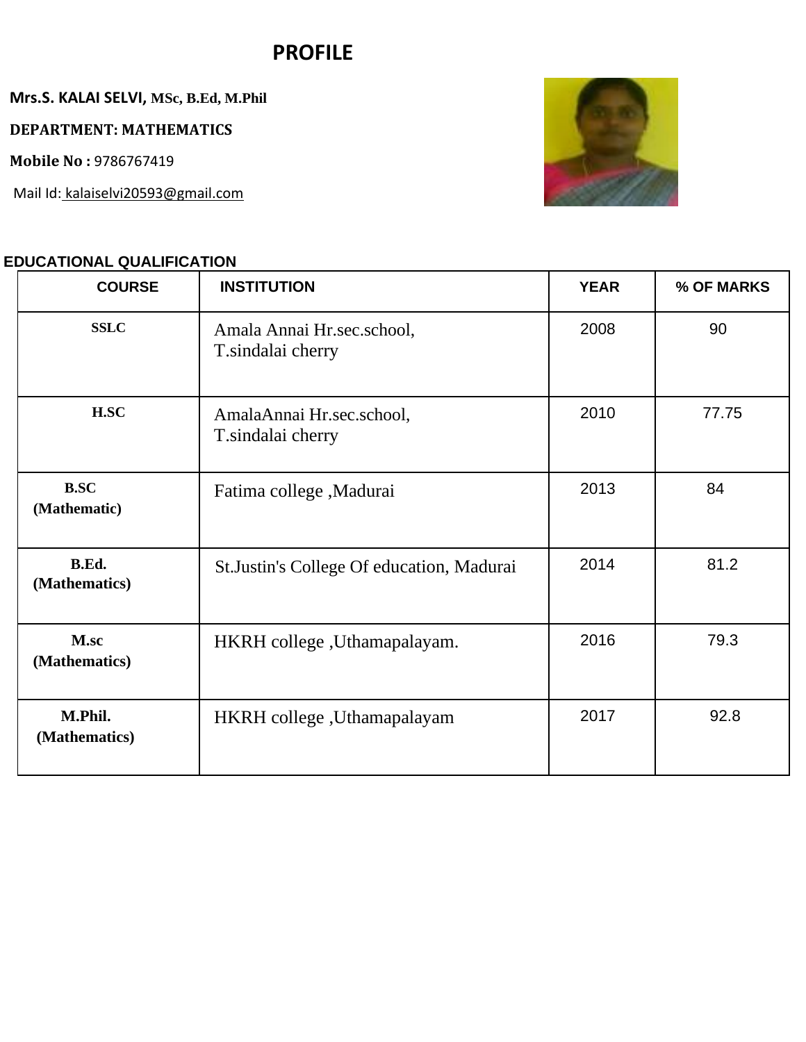# PROFILE

**Mrs.S. KALAI SELVI, MSc, B.Ed, M.Phil**

**DEPARTMENT: MATHEMATICS**

**Mobile No :** 9786767419

Mail Id: kalaiselvi20593@gmail.com

**EDUCATIONAL QUALIFICATION**

| COURSE | INSTITUTION | YEAR | % OF MARKS |
|---|---|---|---|
| **SSLC** | Amala Annai Hr.sec.school, T.sindalai cherry | 2008 | 90 |
| **H.SC** | AmalaAnnai Hr.sec.school, T.sindalai cherry | 2010 | 77.75 |
| **B.SC (Mathematic)** | Fatima college ,Madurai | 2013 | 84 |
| **B.Ed. (Mathematics)** | St.Justin's College Of education, Madurai | 2014 | 81.2 |
| **M.sc (Mathematics)** | HKRH college ,Uthamapalayam. | 2016 | 79.3 |
| **M.Phil. (Mathematics)** | HKRH college ,Uthamapalayam | 2017 | 92.8 |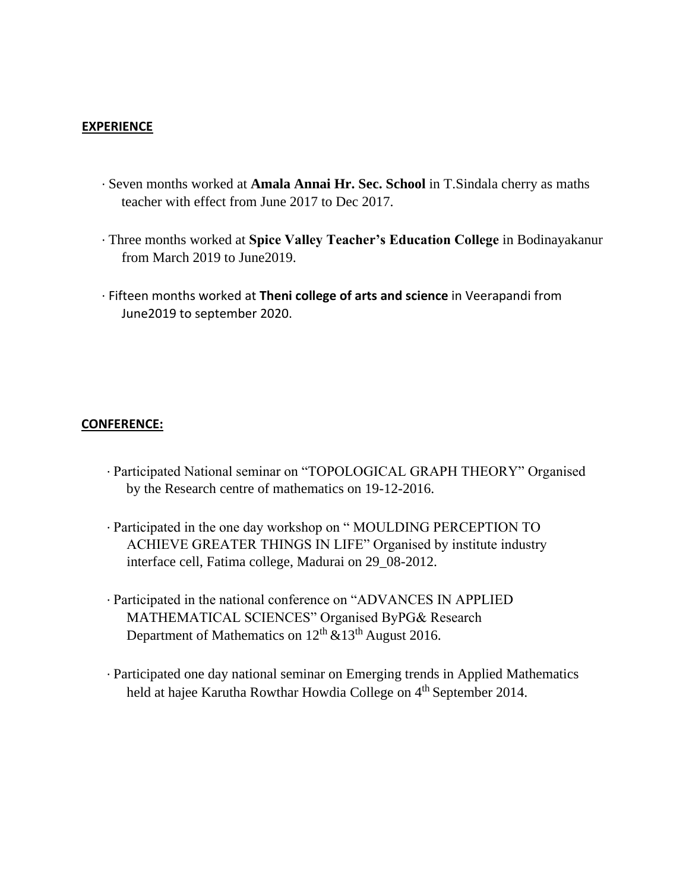**EXPERIENCE**

- Seven months worked at **Amala Annai Hr. Sec. School** in T.Sindala cherry as maths teacher with effect from June 2017 to Dec 2017.

- Three months worked at **Spice Valley Teacher's Education College** in Bodinayakanur from March 2019 to June2019.

- Fifteen months worked at **Theni college of arts and science** in Veerapandi from June2019 to september 2020.

**CONFERENCE:**

- Participated National seminar on "TOPOLOGICAL GRAPH THEORY" Organised by the Research centre of mathematics on 19-12-2016.

- Participated in the one day workshop on " MOULDING PERCEPTION TO ACHIEVE GREATER THINGS IN LIFE" Organised by institute industry interface cell, Fatima college, Madurai on 29_08-2012.

- Participated in the national conference on "ADVANCES IN APPLIED MATHEMATICAL SCIENCES" Organised ByPG& Research Department of Mathematics on 12th &13th August 2016.

- Participated one day national seminar on Emerging trends in Applied Mathematics held at hajee Karutha Rowthar Howdia College on 4th September 2014.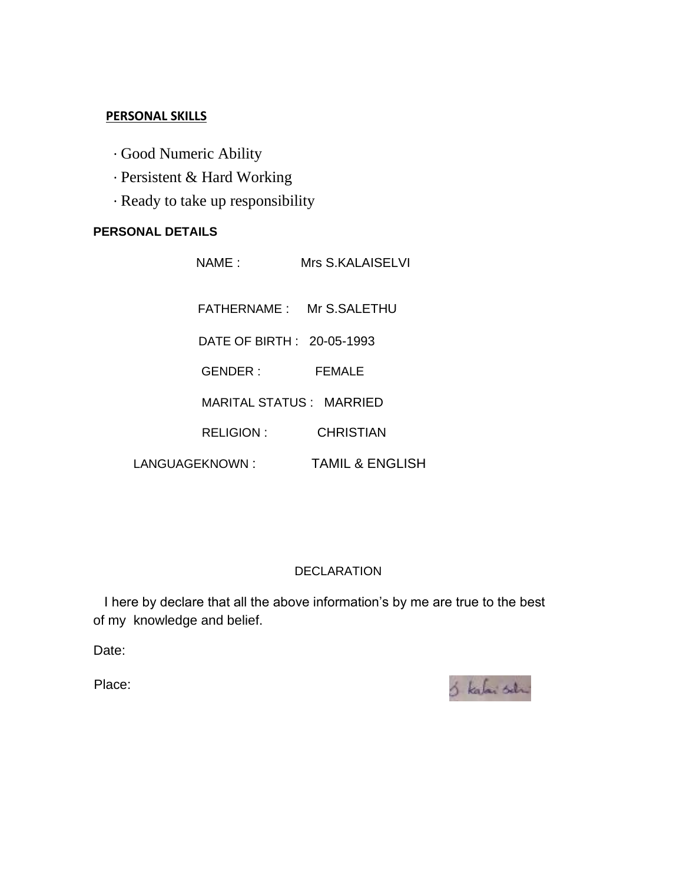## PERSONAL SKILLS

· Good Numeric Ability
· Persistent & Hard Working
· Ready to take up responsibility

## PERSONAL DETAILS

NAME : Mrs S.KALAISELVI

FATHERNAME : Mr S.SALETHU

DATE OF BIRTH : 20-05-1993

GENDER : FEMALE

MARITAL STATUS : MARRIED

RELIGION : CHRISTIAN

LANGUAGEKNOWN : TAMIL & ENGLISH

DECLARATION

I here by declare that all the above information's by me are true to the best of my knowledge and belief.

Date:

Place: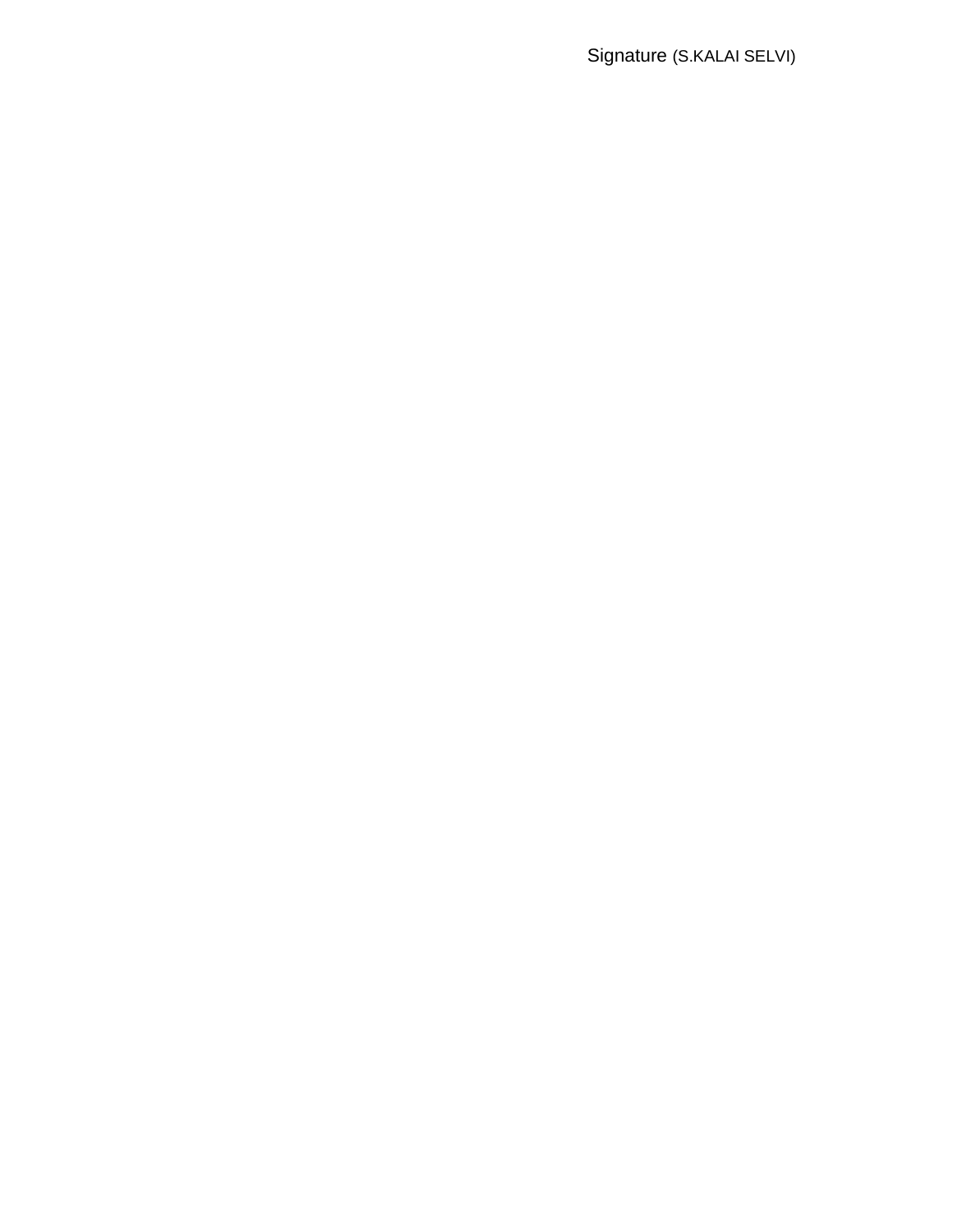Signature (S.KALAI SELVI)